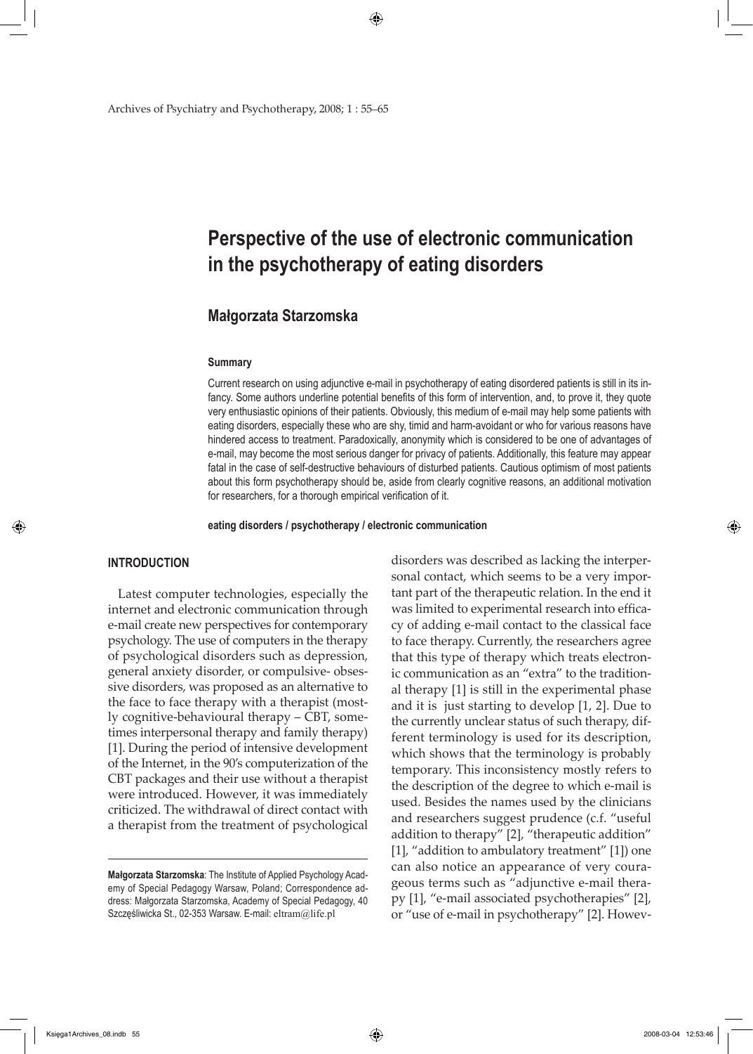# Perspective of the use of electronic communication in the psychotherapy of eating disorders

## Małgorzata Starzomska

### Summary

Current research on using adjunctive e-mail in psychotherapy of eating disordered patients is still in its infancy. Some authors underline potential benefits of this form of intervention, and, to prove it, they quote very enthusiastic opinions of their patients. Obviously, this medium of e-mail may help some patients with eating disorders, especially these who are shy, timid and harm-avoidant or who for various reasons have hindered access to treatment. Paradoxically, anonymity which is considered to be one of advantages of e-mail, may become the most serious danger for privacy of patients. Additionally, this feature may appear fatal in the case of self-destructive behaviours of disturbed patients. Cautious optimism of most patients about this form psychotherapy should be, aside from clearly cognitive reasons, an additional motivation for researchers, for a thorough empirical verification of it.

**eating disorders / psychotherapy / electronic communication**

## INTRODUCTION

Latest computer technologies, especially the internet and electronic communication through e-mail create new perspectives for contemporary psychology. The use of computers in the therapy of psychological disorders such as depression, general anxiety disorder, or compulsive- obsessive disorders, was proposed as an alternative to the face to face therapy with a therapist (mostly cognitive-behavioural therapy – CBT, sometimes interpersonal therapy and family therapy) [1]. During the period of intensive development of the Internet, in the 90's computerization of the CBT packages and their use without a therapist were introduced. However, it was immediately criticized. The withdrawal of direct contact with a therapist from the treatment of psychological disorders was described as lacking the interpersonal contact, which seems to be a very important part of the therapeutic relation. In the end it was limited to experimental research into efficacy of adding e-mail contact to the classical face to face therapy. Currently, the researchers agree that this type of therapy which treats electronic communication as an "extra" to the traditional therapy [1] is still in the experimental phase and it is just starting to develop [1, 2]. Due to the currently unclear status of such therapy, different terminology is used for its description, which shows that the terminology is probably temporary. This inconsistency mostly refers to the description of the degree to which e-mail is used. Besides the names used by the clinicians and researchers suggest prudence (c.f. "useful addition to therapy" [2], "therapeutic addition" [1], "addition to ambulatory treatment" [1]) one can also notice an appearance of very courageous terms such as "adjunctive e-mail therapy [1], "e-mail associated psychotherapies" [2], or "use of e-mail in psychotherapy" [2]. Howev-

**Małgorzata Starzomska**: The Institute of Applied Psychology Academy of Special Pedagogy Warsaw, Poland; Correspondence address: Małgorzata Starzomska, Academy of Special Pedagogy, 40 Szczęśliwicka St., 02-353 Warsaw. E-mail: eltram@life.pl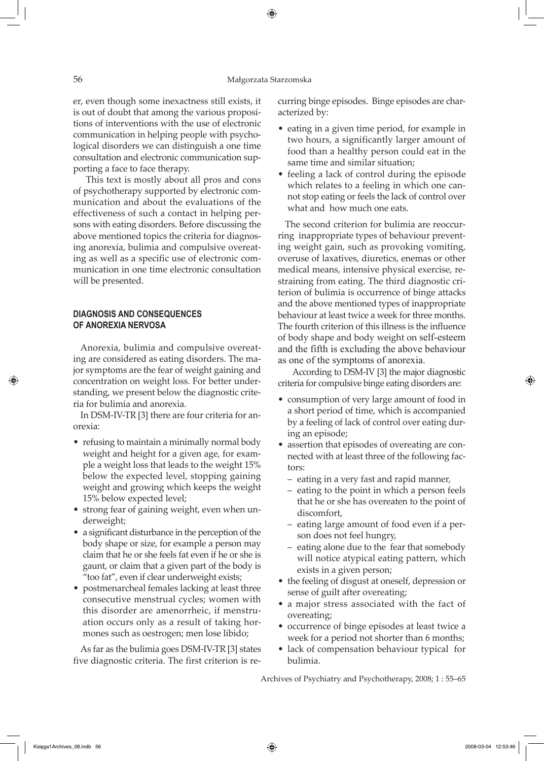er, even though some inexactness still exists, it is out of doubt that among the various propositions of interventions with the use of electronic communication in helping people with psychological disorders we can distinguish a one time consultation and electronic communication supporting a face to face therapy.

This text is mostly about all pros and cons of psychotherapy supported by electronic communication and about the evaluations of the effectiveness of such a contact in helping persons with eating disorders. Before discussing the above mentioned topics the criteria for diagnosing anorexia, bulimia and compulsive overeating as well as a specific use of electronic communication in one time electronic consultation will be presented.

## DIAGNOSIS AND CONSEQUENCES OF ANOREXIA NERVOSA

Anorexia, bulimia and compulsive overeating are considered as eating disorders. The major symptoms are the fear of weight gaining and concentration on weight loss. For better understanding, we present below the diagnostic criteria for bulimia and anorexia.

In DSM-IV-TR [3] there are four criteria for anorexia:

- refusing to maintain a minimally normal body weight and height for a given age, for example a weight loss that leads to the weight 15% below the expected level, stopping gaining weight and growing which keeps the weight 15% below expected level;
- strong fear of gaining weight, even when underweight;
- a significant disturbance in the perception of the body shape or size, for example a person may claim that he or she feels fat even if he or she is gaunt, or claim that a given part of the body is "too fat", even if clear underweight exists;
- postmenarcheal females lacking at least three consecutive menstrual cycles; women with this disorder are amenorrheic, if menstruation occurs only as a result of taking hormones such as oestrogen; men lose libido;

As far as the bulimia goes DSM-IV-TR [3] states five diagnostic criteria. The first criterion is recurring binge episodes. Binge episodes are characterized by:

- eating in a given time period, for example in two hours, a significantly larger amount of food than a healthy person could eat in the same time and similar situation;
- feeling a lack of control during the episode which relates to a feeling in which one cannot stop eating or feels the lack of control over what and how much one eats.

The second criterion for bulimia are reoccurring inappropriate types of behaviour preventing weight gain, such as provoking vomiting, overuse of laxatives, diuretics, enemas or other medical means, intensive physical exercise, restraining from eating. The third diagnostic criterion of bulimia is occurrence of binge attacks and the above mentioned types of inappropriate behaviour at least twice a week for three months. The fourth criterion of this illness is the influence of body shape and body weight on self-esteem and the fifth is excluding the above behaviour as one of the symptoms of anorexia.

According to DSM-IV [3] the major diagnostic criteria for compulsive binge eating disorders are:

- consumption of very large amount of food in a short period of time, which is accompanied by a feeling of lack of control over eating during an episode;
- assertion that episodes of overeating are connected with at least three of the following factors:
  - eating in a very fast and rapid manner,
  - eating to the point in which a person feels that he or she has overeaten to the point of discomfort,
  - eating large amount of food even if a person does not feel hungry,
  - eating alone due to the fear that somebody will notice atypical eating pattern, which exists in a given person;
- the feeling of disgust at oneself, depression or sense of guilt after overeating;
- a major stress associated with the fact of overeating;
- occurrence of binge episodes at least twice a week for a period not shorter than 6 months;
- lack of compensation behaviour typical for bulimia.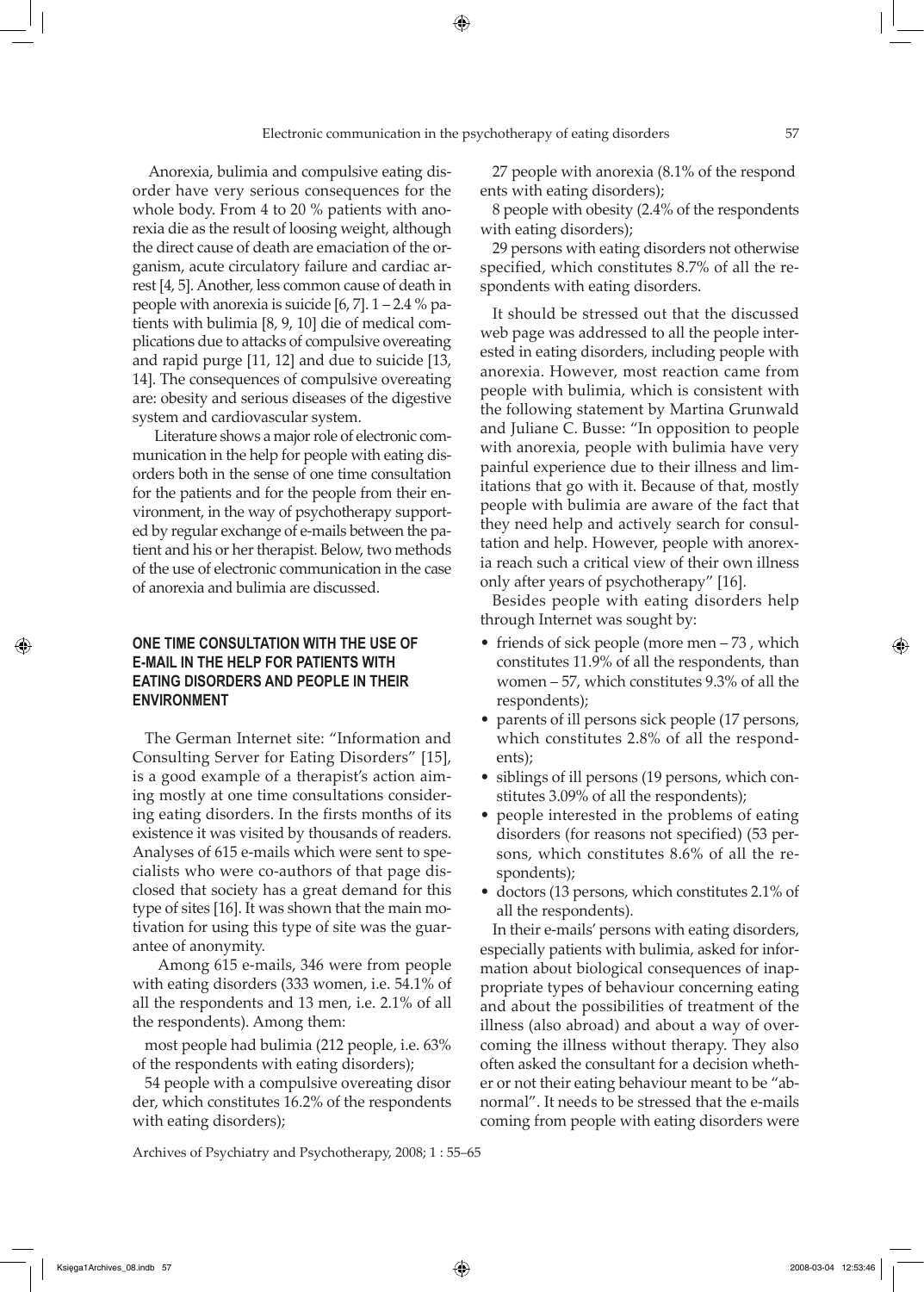Anorexia, bulimia and compulsive eating disorder have very serious consequences for the whole body. From 4 to 20 % patients with anorexia die as the result of loosing weight, although the direct cause of death are emaciation of the organism, acute circulatory failure and cardiac arrest [4, 5]. Another, less common cause of death in people with anorexia is suicide [6, 7]. 1 – 2.4 % patients with bulimia [8, 9, 10] die of medical complications due to attacks of compulsive overeating and rapid purge [11, 12] and due to suicide [13, 14]. The consequences of compulsive overeating are: obesity and serious diseases of the digestive system and cardiovascular system.

Literature shows a major role of electronic communication in the help for people with eating disorders both in the sense of one time consultation for the patients and for the people from their environment, in the way of psychotherapy supported by regular exchange of e-mails between the patient and his or her therapist. Below, two methods of the use of electronic communication in the case of anorexia and bulimia are discussed.

## ONE TIME CONSULTATION WITH THE USE OF E-MAIL IN THE HELP FOR PATIENTS WITH EATING DISORDERS AND PEOPLE IN THEIR ENVIRONMENT

The German Internet site: "Information and Consulting Server for Eating Disorders" [15], is a good example of a therapist's action aiming mostly at one time consultations considering eating disorders. In the firsts months of its existence it was visited by thousands of readers. Analyses of 615 e-mails which were sent to specialists who were co-authors of that page disclosed that society has a great demand for this type of sites [16]. It was shown that the main motivation for using this type of site was the guarantee of anonymity.

Among 615 e-mails, 346 were from people with eating disorders (333 women, i.e. 54.1% of all the respondents and 13 men, i.e. 2.1% of all the respondents). Among them:

most people had bulimia (212 people, i.e. 63% of the respondents with eating disorders);

54 people with a compulsive overeating disorder, which constitutes 16.2% of the respondents with eating disorders);

27 people with anorexia (8.1% of the respondents with eating disorders);

8 people with obesity (2.4% of the respondents with eating disorders);

29 persons with eating disorders not otherwise specified, which constitutes 8.7% of all the respondents with eating disorders.

It should be stressed out that the discussed web page was addressed to all the people interested in eating disorders, including people with anorexia. However, most reaction came from people with bulimia, which is consistent with the following statement by Martina Grunwald and Juliane C. Busse: "In opposition to people with anorexia, people with bulimia have very painful experience due to their illness and limitations that go with it. Because of that, mostly people with bulimia are aware of the fact that they need help and actively search for consultation and help. However, people with anorexia reach such a critical view of their own illness only after years of psychotherapy" [16].

Besides people with eating disorders help through Internet was sought by:

- friends of sick people (more men – 73 , which constitutes 11.9% of all the respondents, than women – 57, which constitutes 9.3% of all the respondents);
- parents of ill persons sick people (17 persons, which constitutes 2.8% of all the respondents);
- siblings of ill persons (19 persons, which constitutes 3.09% of all the respondents);
- people interested in the problems of eating disorders (for reasons not specified) (53 persons, which constitutes 8.6% of all the respondents);
- doctors (13 persons, which constitutes 2.1% of all the respondents).

In their e-mails' persons with eating disorders, especially patients with bulimia, asked for information about biological consequences of inappropriate types of behaviour concerning eating and about the possibilities of treatment of the illness (also abroad) and about a way of overcoming the illness without therapy. They also often asked the consultant for a decision whether or not their eating behaviour meant to be "abnormal". It needs to be stressed that the e-mails coming from people with eating disorders were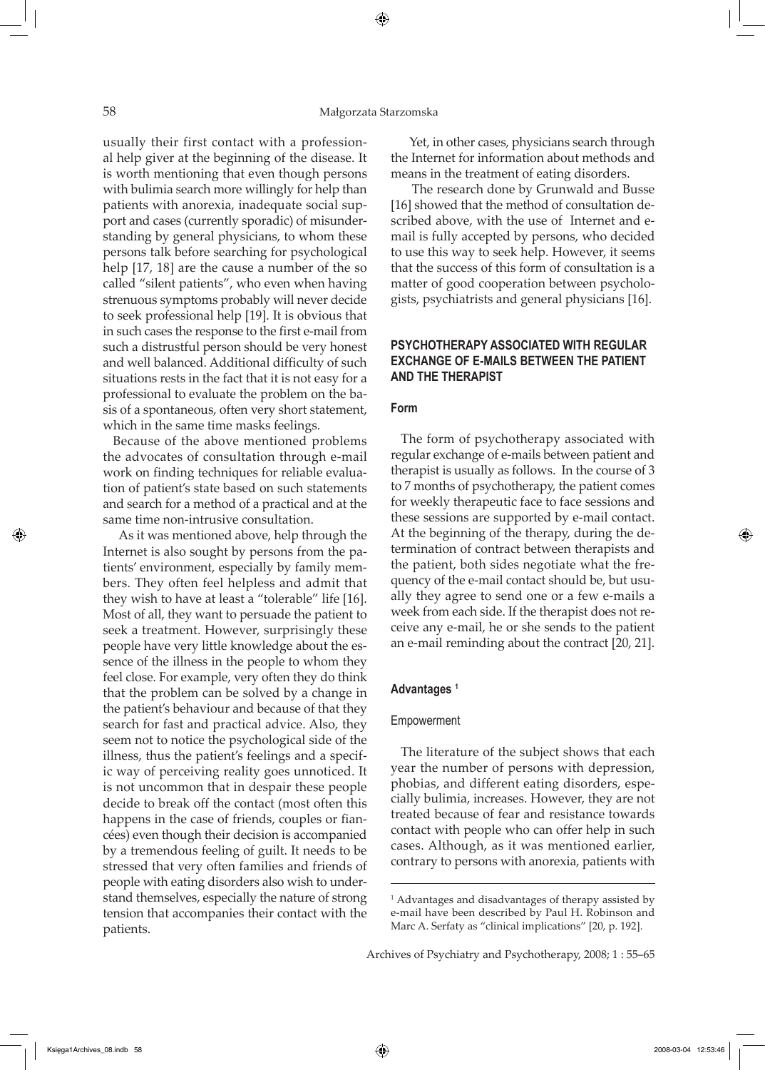usually their first contact with a professional help giver at the beginning of the disease. It is worth mentioning that even though persons with bulimia search more willingly for help than patients with anorexia, inadequate social support and cases (currently sporadic) of misunderstanding by general physicians, to whom these persons talk before searching for psychological help [17, 18] are the cause a number of the so called "silent patients", who even when having strenuous symptoms probably will never decide to seek professional help [19]. It is obvious that in such cases the response to the first e-mail from such a distrustful person should be very honest and well balanced. Additional difficulty of such situations rests in the fact that it is not easy for a professional to evaluate the problem on the basis of a spontaneous, often very short statement, which in the same time masks feelings.

Because of the above mentioned problems the advocates of consultation through e-mail work on finding techniques for reliable evaluation of patient's state based on such statements and search for a method of a practical and at the same time non-intrusive consultation.

As it was mentioned above, help through the Internet is also sought by persons from the patients' environment, especially by family members. They often feel helpless and admit that they wish to have at least a "tolerable" life [16]. Most of all, they want to persuade the patient to seek a treatment. However, surprisingly these people have very little knowledge about the essence of the illness in the people to whom they feel close. For example, very often they do think that the problem can be solved by a change in the patient's behaviour and because of that they search for fast and practical advice. Also, they seem not to notice the psychological side of the illness, thus the patient's feelings and a specific way of perceiving reality goes unnoticed. It is not uncommon that in despair these people decide to break off the contact (most often this happens in the case of friends, couples or fiancées) even though their decision is accompanied by a tremendous feeling of guilt. It needs to be stressed that very often families and friends of people with eating disorders also wish to understand themselves, especially the nature of strong tension that accompanies their contact with the patients.

Yet, in other cases, physicians search through the Internet for information about methods and means in the treatment of eating disorders.

The research done by Grunwald and Busse [16] showed that the method of consultation described above, with the use of Internet and e-mail is fully accepted by persons, who decided to use this way to seek help. However, it seems that the success of this form of consultation is a matter of good cooperation between psychologists, psychiatrists and general physicians [16].

## PSYCHOTHERAPY ASSOCIATED WITH REGULAR EXCHANGE OF E-MAILS BETWEEN THE PATIENT AND THE THERAPIST

### Form

The form of psychotherapy associated with regular exchange of e-mails between patient and therapist is usually as follows. In the course of 3 to 7 months of psychotherapy, the patient comes for weekly therapeutic face to face sessions and these sessions are supported by e-mail contact. At the beginning of the therapy, during the determination of contract between therapists and the patient, both sides negotiate what the frequency of the e-mail contact should be, but usually they agree to send one or a few e-mails a week from each side. If the therapist does not receive any e-mail, he or she sends to the patient an e-mail reminding about the contract [20, 21].

### Advantages [1]

#### Empowerment

The literature of the subject shows that each year the number of persons with depression, phobias, and different eating disorders, especially bulimia, increases. However, they are not treated because of fear and resistance towards contact with people who can offer help in such cases. Although, as it was mentioned earlier, contrary to persons with anorexia, patients with

[1] Advantages and disadvantages of therapy assisted by e-mail have been described by Paul H. Robinson and Marc A. Serfaty as "clinical implications" [20, p. 192].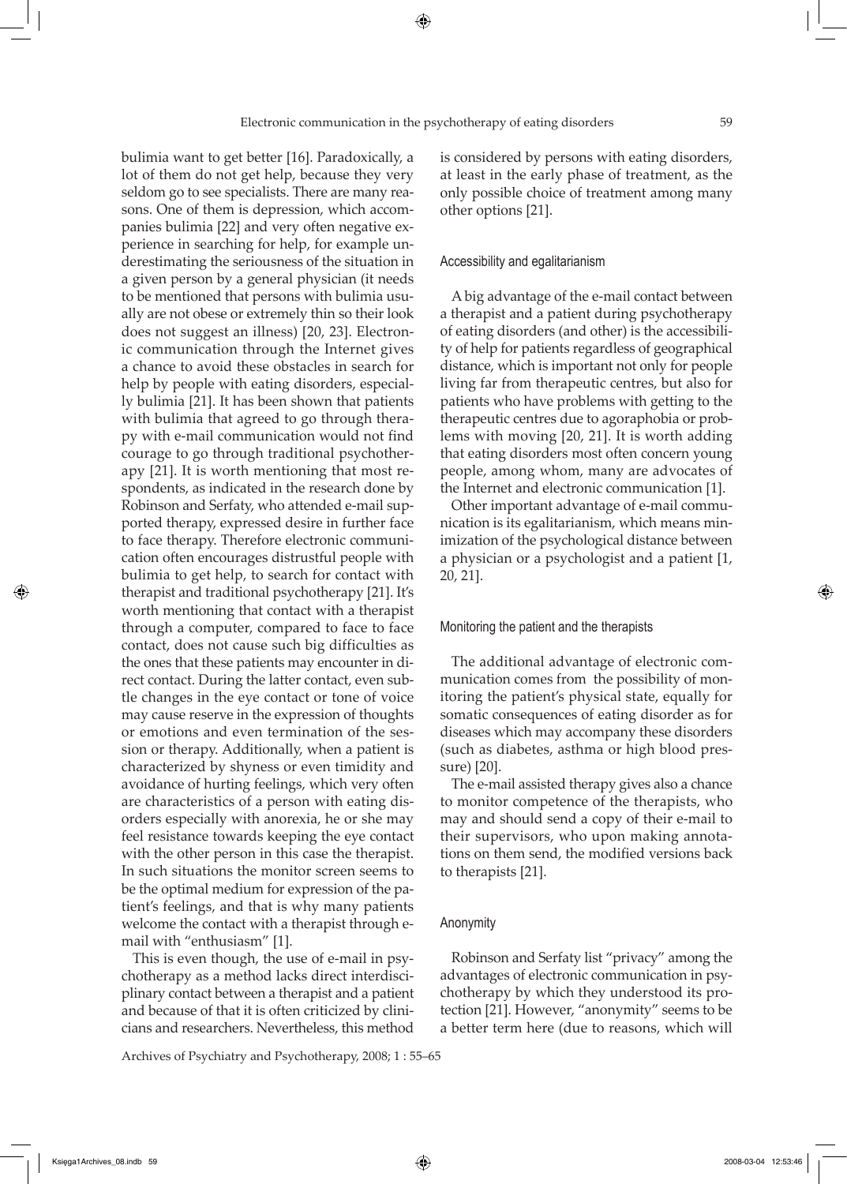bulimia want to get better [16]. Paradoxically, a lot of them do not get help, because they very seldom go to see specialists. There are many reasons. One of them is depression, which accompanies bulimia [22] and very often negative experience in searching for help, for example underestimating the seriousness of the situation in a given person by a general physician (it needs to be mentioned that persons with bulimia usually are not obese or extremely thin so their look does not suggest an illness) [20, 23]. Electronic communication through the Internet gives a chance to avoid these obstacles in search for help by people with eating disorders, especially bulimia [21]. It has been shown that patients with bulimia that agreed to go through therapy with e-mail communication would not find courage to go through traditional psychotherapy [21]. It is worth mentioning that most respondents, as indicated in the research done by Robinson and Serfaty, who attended e-mail supported therapy, expressed desire in further face to face therapy. Therefore electronic communication often encourages distrustful people with bulimia to get help, to search for contact with therapist and traditional psychotherapy [21]. It's worth mentioning that contact with a therapist through a computer, compared to face to face contact, does not cause such big difficulties as the ones that these patients may encounter in direct contact. During the latter contact, even subtle changes in the eye contact or tone of voice may cause reserve in the expression of thoughts or emotions and even termination of the session or therapy. Additionally, when a patient is characterized by shyness or even timidity and avoidance of hurting feelings, which very often are characteristics of a person with eating disorders especially with anorexia, he or she may feel resistance towards keeping the eye contact with the other person in this case the therapist. In such situations the monitor screen seems to be the optimal medium for expression of the patient's feelings, and that is why many patients welcome the contact with a therapist through e-mail with "enthusiasm" [1].

This is even though, the use of e-mail in psychotherapy as a method lacks direct interdisciplinary contact between a therapist and a patient and because of that it is often criticized by clinicians and researchers. Nevertheless, this method is considered by persons with eating disorders, at least in the early phase of treatment, as the only possible choice of treatment among many other options [21].

### Accessibility and egalitarianism

A big advantage of the e-mail contact between a therapist and a patient during psychotherapy of eating disorders (and other) is the accessibility of help for patients regardless of geographical distance, which is important not only for people living far from therapeutic centres, but also for patients who have problems with getting to the therapeutic centres due to agoraphobia or problems with moving [20, 21]. It is worth adding that eating disorders most often concern young people, among whom, many are advocates of the Internet and electronic communication [1].

Other important advantage of e-mail communication is its egalitarianism, which means minimization of the psychological distance between a physician or a psychologist and a patient [1, 20, 21].

### Monitoring the patient and the therapists

The additional advantage of electronic communication comes from the possibility of monitoring the patient's physical state, equally for somatic consequences of eating disorder as for diseases which may accompany these disorders (such as diabetes, asthma or high blood pressure) [20].

The e-mail assisted therapy gives also a chance to monitor competence of the therapists, who may and should send a copy of their e-mail to their supervisors, who upon making annotations on them send, the modified versions back to therapists [21].

### Anonymity

Robinson and Serfaty list "privacy" among the advantages of electronic communication in psychotherapy by which they understood its protection [21]. However, "anonymity" seems to be a better term here (due to reasons, which will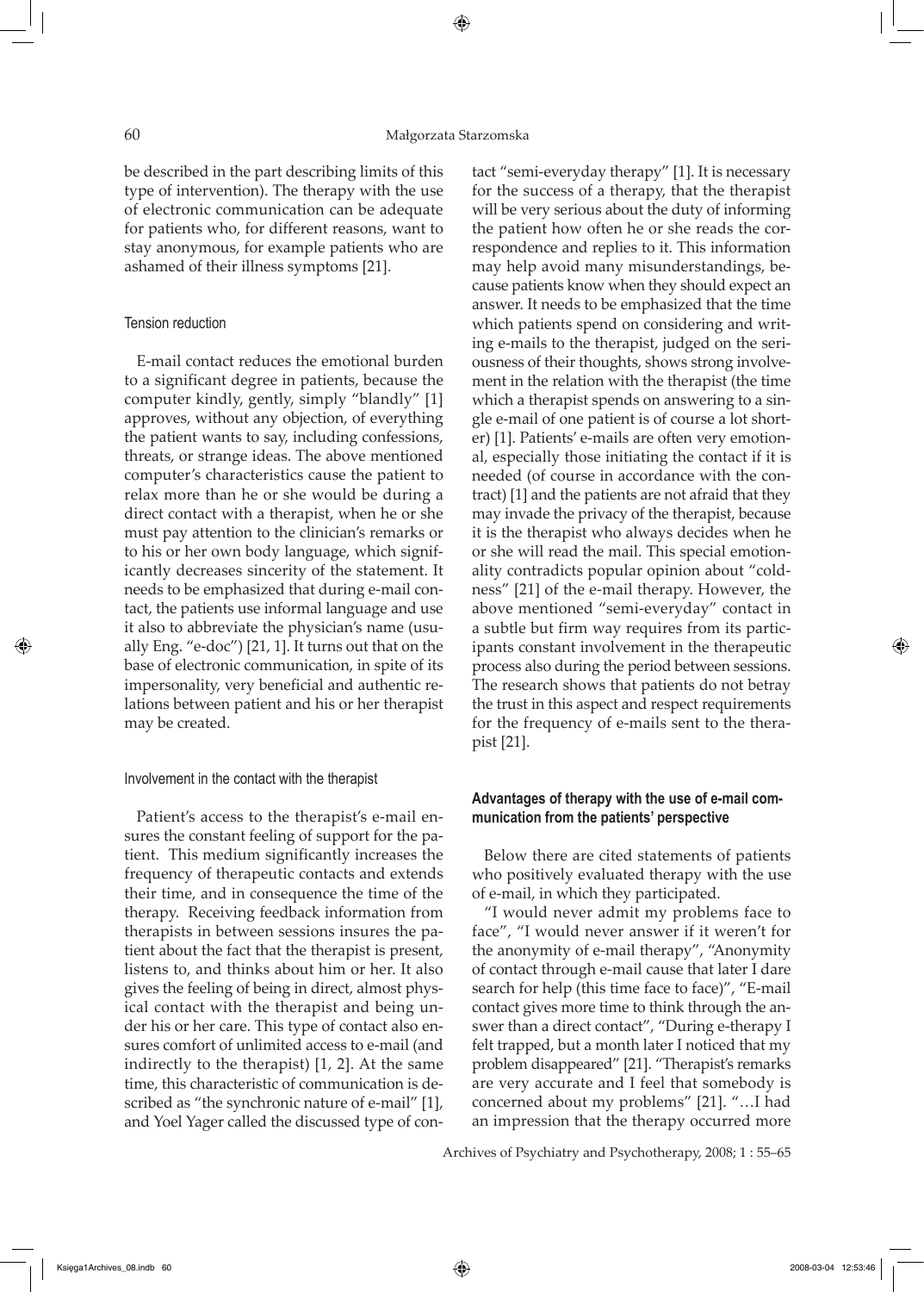be described in the part describing limits of this type of intervention). The therapy with the use of electronic communication can be adequate for patients who, for different reasons, want to stay anonymous, for example patients who are ashamed of their illness symptoms [21].

### Tension reduction

E-mail contact reduces the emotional burden to a significant degree in patients, because the computer kindly, gently, simply "blandly" [1] approves, without any objection, of everything the patient wants to say, including confessions, threats, or strange ideas. The above mentioned computer's characteristics cause the patient to relax more than he or she would be during a direct contact with a therapist, when he or she must pay attention to the clinician's remarks or to his or her own body language, which significantly decreases sincerity of the statement. It needs to be emphasized that during e-mail contact, the patients use informal language and use it also to abbreviate the physician's name (usually Eng. "e-doc") [21, 1]. It turns out that on the base of electronic communication, in spite of its impersonality, very beneficial and authentic relations between patient and his or her therapist may be created.

### Involvement in the contact with the therapist

Patient's access to the therapist's e-mail ensures the constant feeling of support for the patient. This medium significantly increases the frequency of therapeutic contacts and extends their time, and in consequence the time of the therapy. Receiving feedback information from therapists in between sessions insures the patient about the fact that the therapist is present, listens to, and thinks about him or her. It also gives the feeling of being in direct, almost physical contact with the therapist and being under his or her care. This type of contact also ensures comfort of unlimited access to e-mail (and indirectly to the therapist) [1, 2]. At the same time, this characteristic of communication is described as "the synchronic nature of e-mail" [1], and Yoel Yager called the discussed type of contact "semi-everyday therapy" [1]. It is necessary for the success of a therapy, that the therapist will be very serious about the duty of informing the patient how often he or she reads the correspondence and replies to it. This information may help avoid many misunderstandings, because patients know when they should expect an answer. It needs to be emphasized that the time which patients spend on considering and writing e-mails to the therapist, judged on the seriousness of their thoughts, shows strong involvement in the relation with the therapist (the time which a therapist spends on answering to a single e-mail of one patient is of course a lot shorter) [1]. Patients' e-mails are often very emotional, especially those initiating the contact if it is needed (of course in accordance with the contract) [1] and the patients are not afraid that they may invade the privacy of the therapist, because it is the therapist who always decides when he or she will read the mail. This special emotionality contradicts popular opinion about "coldness" [21] of the e-mail therapy. However, the above mentioned "semi-everyday" contact in a subtle but firm way requires from its participants constant involvement in the therapeutic process also during the period between sessions. The research shows that patients do not betray the trust in this aspect and respect requirements for the frequency of e-mails sent to the therapist [21].

## Advantages of therapy with the use of e-mail communication from the patients' perspective

Below there are cited statements of patients who positively evaluated therapy with the use of e-mail, in which they participated.

"I would never admit my problems face to face", "I would never answer if it weren't for the anonymity of e-mail therapy", "Anonymity of contact through e-mail cause that later I dare search for help (this time face to face)", "E-mail contact gives more time to think through the answer than a direct contact", "During e-therapy I felt trapped, but a month later I noticed that my problem disappeared" [21]. "Therapist's remarks are very accurate and I feel that somebody is concerned about my problems" [21]. "…I had an impression that the therapy occurred more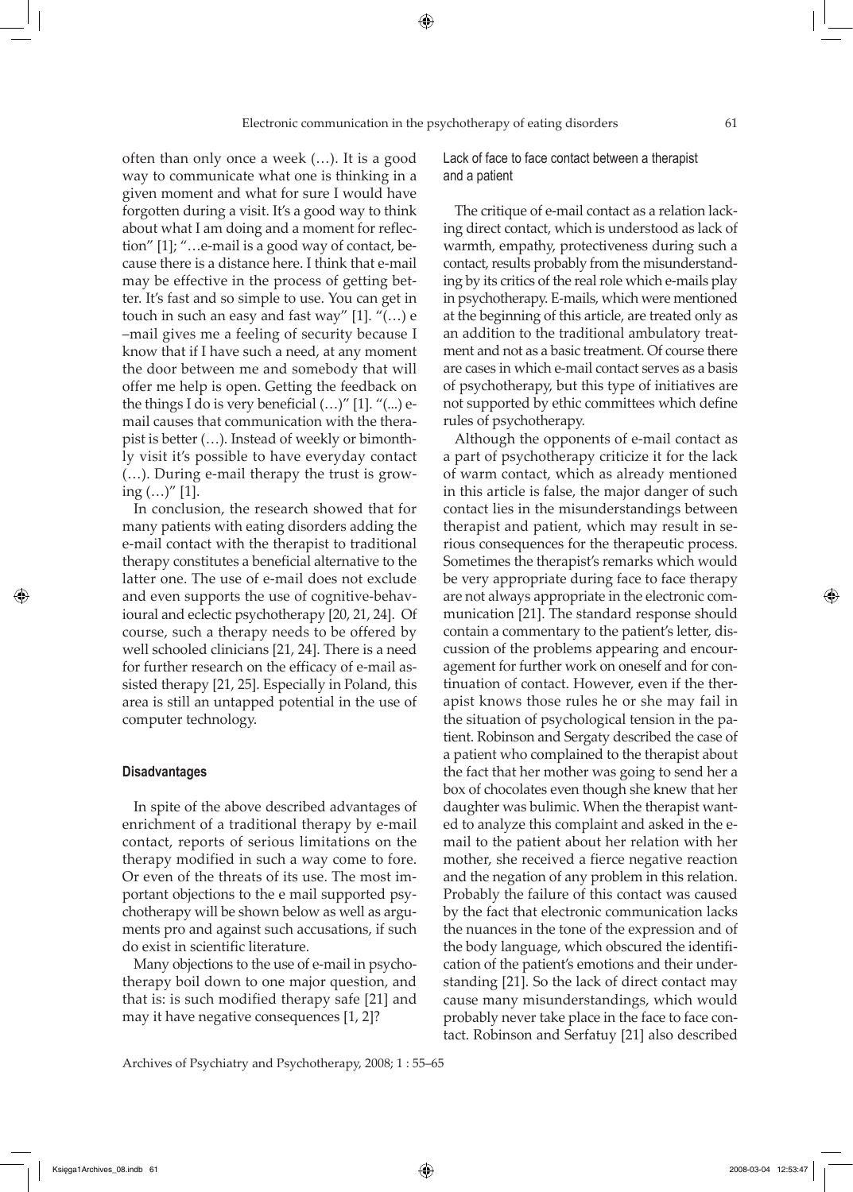often than only once a week (…). It is a good way to communicate what one is thinking in a given moment and what for sure I would have forgotten during a visit. It's a good way to think about what I am doing and a moment for reflection" [1]; "…e-mail is a good way of contact, because there is a distance here. I think that e-mail may be effective in the process of getting better. It's fast and so simple to use. You can get in touch in such an easy and fast way" [1]. "(…) e –mail gives me a feeling of security because I know that if I have such a need, at any moment the door between me and somebody that will offer me help is open. Getting the feedback on the things I do is very beneficial (…)" [1]. "(...) e-mail causes that communication with the therapist is better (…). Instead of weekly or bimonthly visit it's possible to have everyday contact (…). During e-mail therapy the trust is growing (…)" [1].

In conclusion, the research showed that for many patients with eating disorders adding the e-mail contact with the therapist to traditional therapy constitutes a beneficial alternative to the latter one. The use of e-mail does not exclude and even supports the use of cognitive-behavioural and eclectic psychotherapy [20, 21, 24]. Of course, such a therapy needs to be offered by well schooled clinicians [21, 24]. There is a need for further research on the efficacy of e-mail assisted therapy [21, 25]. Especially in Poland, this area is still an untapped potential in the use of computer technology.

### Disadvantages

In spite of the above described advantages of enrichment of a traditional therapy by e-mail contact, reports of serious limitations on the therapy modified in such a way come to fore. Or even of the threats of its use. The most important objections to the e mail supported psychotherapy will be shown below as well as arguments pro and against such accusations, if such do exist in scientific literature.

Many objections to the use of e-mail in psychotherapy boil down to one major question, and that is: is such modified therapy safe [21] and may it have negative consequences [1, 2]?

#### Lack of face to face contact between a therapist and a patient

The critique of e-mail contact as a relation lacking direct contact, which is understood as lack of warmth, empathy, protectiveness during such a contact, results probably from the misunderstanding by its critics of the real role which e-mails play in psychotherapy. E-mails, which were mentioned at the beginning of this article, are treated only as an addition to the traditional ambulatory treatment and not as a basic treatment. Of course there are cases in which e-mail contact serves as a basis of psychotherapy, but this type of initiatives are not supported by ethic committees which define rules of psychotherapy.

Although the opponents of e-mail contact as a part of psychotherapy criticize it for the lack of warm contact, which as already mentioned in this article is false, the major danger of such contact lies in the misunderstandings between therapist and patient, which may result in serious consequences for the therapeutic process. Sometimes the therapist's remarks which would be very appropriate during face to face therapy are not always appropriate in the electronic communication [21]. The standard response should contain a commentary to the patient's letter, discussion of the problems appearing and encouragement for further work on oneself and for continuation of contact. However, even if the therapist knows those rules he or she may fail in the situation of psychological tension in the patient. Robinson and Sergaty described the case of a patient who complained to the therapist about the fact that her mother was going to send her a box of chocolates even though she knew that her daughter was bulimic. When the therapist wanted to analyze this complaint and asked in the e-mail to the patient about her relation with her mother, she received a fierce negative reaction and the negation of any problem in this relation. Probably the failure of this contact was caused by the fact that electronic communication lacks the nuances in the tone of the expression and of the body language, which obscured the identification of the patient's emotions and their understanding [21]. So the lack of direct contact may cause many misunderstandings, which would probably never take place in the face to face contact. Robinson and Serfatuy [21] also described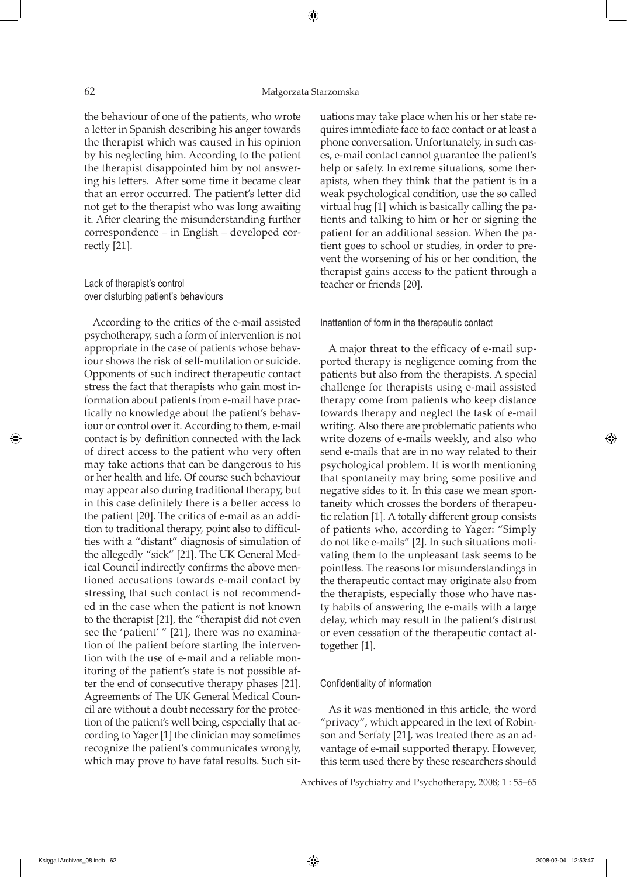the behaviour of one of the patients, who wrote a letter in Spanish describing his anger towards the therapist which was caused in his opinion by his neglecting him. According to the patient the therapist disappointed him by not answering his letters. After some time it became clear that an error occurred. The patient's letter did not get to the therapist who was long awaiting it. After clearing the misunderstanding further correspondence – in English – developed correctly [21].

### Lack of therapist's control over disturbing patient's behaviours

According to the critics of the e-mail assisted psychotherapy, such a form of intervention is not appropriate in the case of patients whose behaviour shows the risk of self-mutilation or suicide. Opponents of such indirect therapeutic contact stress the fact that therapists who gain most information about patients from e-mail have practically no knowledge about the patient's behaviour or control over it. According to them, e-mail contact is by definition connected with the lack of direct access to the patient who very often may take actions that can be dangerous to his or her health and life. Of course such behaviour may appear also during traditional therapy, but in this case definitely there is a better access to the patient [20]. The critics of e-mail as an addition to traditional therapy, point also to difficulties with a "distant" diagnosis of simulation of the allegedly "sick" [21]. The UK General Medical Council indirectly confirms the above mentioned accusations towards e-mail contact by stressing that such contact is not recommended in the case when the patient is not known to the therapist [21], the "therapist did not even see the 'patient' " [21], there was no examination of the patient before starting the intervention with the use of e-mail and a reliable monitoring of the patient's state is not possible after the end of consecutive therapy phases [21]. Agreements of The UK General Medical Council are without a doubt necessary for the protection of the patient's well being, especially that according to Yager [1] the clinician may sometimes recognize the patient's communicates wrongly, which may prove to have fatal results. Such situations may take place when his or her state requires immediate face to face contact or at least a phone conversation. Unfortunately, in such cases, e-mail contact cannot guarantee the patient's help or safety. In extreme situations, some therapists, when they think that the patient is in a weak psychological condition, use the so called virtual hug [1] which is basically calling the patients and talking to him or her or signing the patient for an additional session. When the patient goes to school or studies, in order to prevent the worsening of his or her condition, the therapist gains access to the patient through a teacher or friends [20].

### Inattention of form in the therapeutic contact

A major threat to the efficacy of e-mail supported therapy is negligence coming from the patients but also from the therapists. A special challenge for therapists using e-mail assisted therapy come from patients who keep distance towards therapy and neglect the task of e-mail writing. Also there are problematic patients who write dozens of e-mails weekly, and also who send e-mails that are in no way related to their psychological problem. It is worth mentioning that spontaneity may bring some positive and negative sides to it. In this case we mean spontaneity which crosses the borders of therapeutic relation [1]. A totally different group consists of patients who, according to Yager: "Simply do not like e-mails" [2]. In such situations motivating them to the unpleasant task seems to be pointless. The reasons for misunderstandings in the therapeutic contact may originate also from the therapists, especially those who have nasty habits of answering the e-mails with a large delay, which may result in the patient's distrust or even cessation of the therapeutic contact altogether [1].

### Confidentiality of information

As it was mentioned in this article, the word "privacy", which appeared in the text of Robinson and Serfaty [21], was treated there as an advantage of e-mail supported therapy. However, this term used there by these researchers should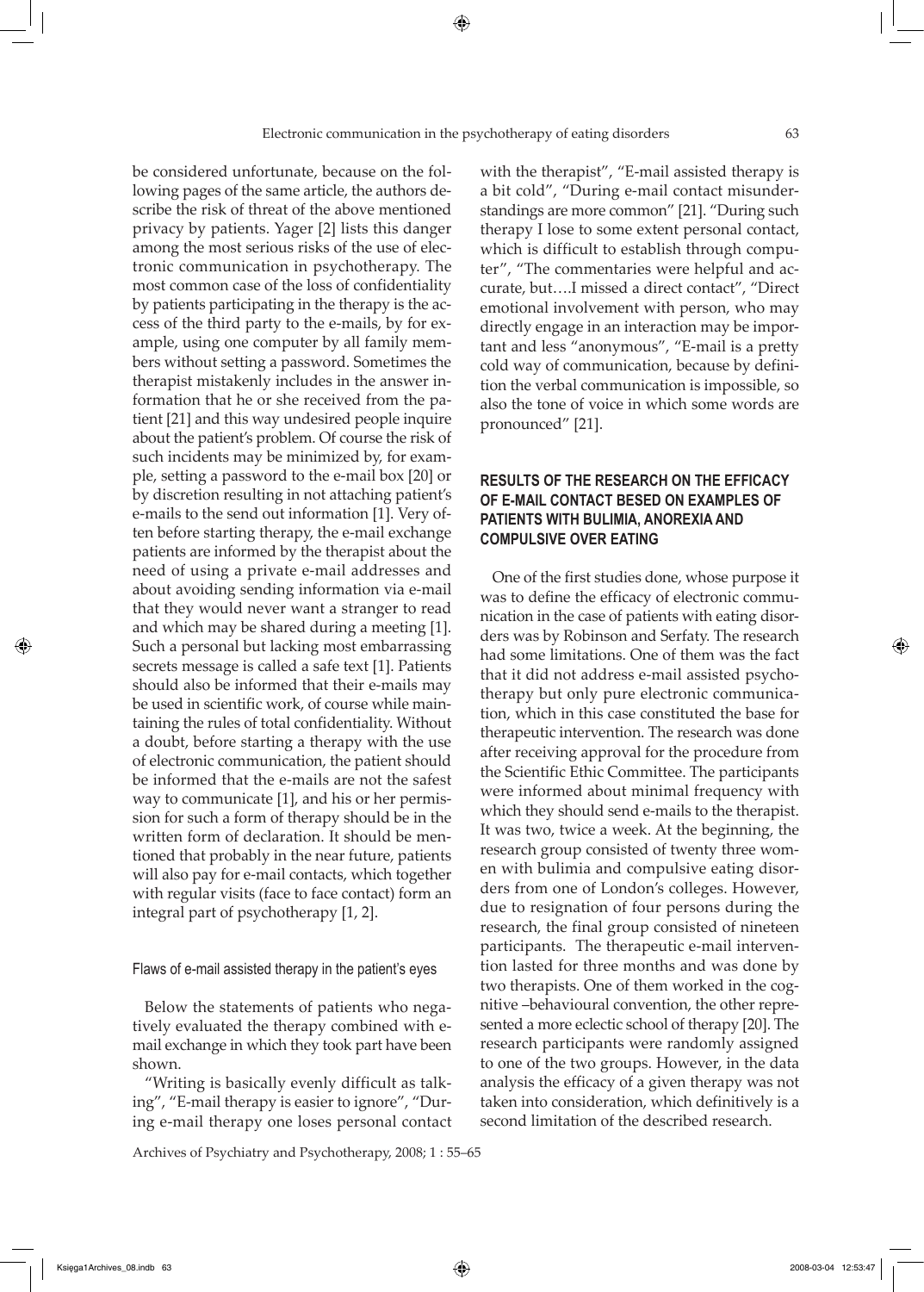be considered unfortunate, because on the following pages of the same article, the authors describe the risk of threat of the above mentioned privacy by patients. Yager [2] lists this danger among the most serious risks of the use of electronic communication in psychotherapy. The most common case of the loss of confidentiality by patients participating in the therapy is the access of the third party to the e-mails, by for example, using one computer by all family members without setting a password. Sometimes the therapist mistakenly includes in the answer information that he or she received from the patient [21] and this way undesired people inquire about the patient's problem. Of course the risk of such incidents may be minimized by, for example, setting a password to the e-mail box [20] or by discretion resulting in not attaching patient's e-mails to the send out information [1]. Very often before starting therapy, the e-mail exchange patients are informed by the therapist about the need of using a private e-mail addresses and about avoiding sending information via e-mail that they would never want a stranger to read and which may be shared during a meeting [1]. Such a personal but lacking most embarrassing secrets message is called a safe text [1]. Patients should also be informed that their e-mails may be used in scientific work, of course while maintaining the rules of total confidentiality. Without a doubt, before starting a therapy with the use of electronic communication, the patient should be informed that the e-mails are not the safest way to communicate [1], and his or her permission for such a form of therapy should be in the written form of declaration. It should be mentioned that probably in the near future, patients will also pay for e-mail contacts, which together with regular visits (face to face contact) form an integral part of psychotherapy [1, 2].

### Flaws of e-mail assisted therapy in the patient's eyes

Below the statements of patients who negatively evaluated the therapy combined with e-mail exchange in which they took part have been shown.

"Writing is basically evenly difficult as talking", "E-mail therapy is easier to ignore", "During e-mail therapy one loses personal contact with the therapist", "E-mail assisted therapy is a bit cold", "During e-mail contact misunderstandings are more common" [21]. "During such therapy I lose to some extent personal contact, which is difficult to establish through computer", "The commentaries were helpful and accurate, but….I missed a direct contact", "Direct emotional involvement with person, who may directly engage in an interaction may be important and less "anonymous", "E-mail is a pretty cold way of communication, because by definition the verbal communication is impossible, so also the tone of voice in which some words are pronounced" [21].

## RESULTS OF THE RESEARCH ON THE EFFICACY OF E-MAIL CONTACT BESED ON EXAMPLES OF PATIENTS WITH BULIMIA, ANOREXIA AND COMPULSIVE OVER EATING

One of the first studies done, whose purpose it was to define the efficacy of electronic communication in the case of patients with eating disorders was by Robinson and Serfaty. The research had some limitations. One of them was the fact that it did not address e-mail assisted psychotherapy but only pure electronic communication, which in this case constituted the base for therapeutic intervention. The research was done after receiving approval for the procedure from the Scientific Ethic Committee. The participants were informed about minimal frequency with which they should send e-mails to the therapist. It was two, twice a week. At the beginning, the research group consisted of twenty three women with bulimia and compulsive eating disorders from one of London's colleges. However, due to resignation of four persons during the research, the final group consisted of nineteen participants. The therapeutic e-mail intervention lasted for three months and was done by two therapists. One of them worked in the cognitive –behavioural convention, the other represented a more eclectic school of therapy [20]. The research participants were randomly assigned to one of the two groups. However, in the data analysis the efficacy of a given therapy was not taken into consideration, which definitively is a second limitation of the described research.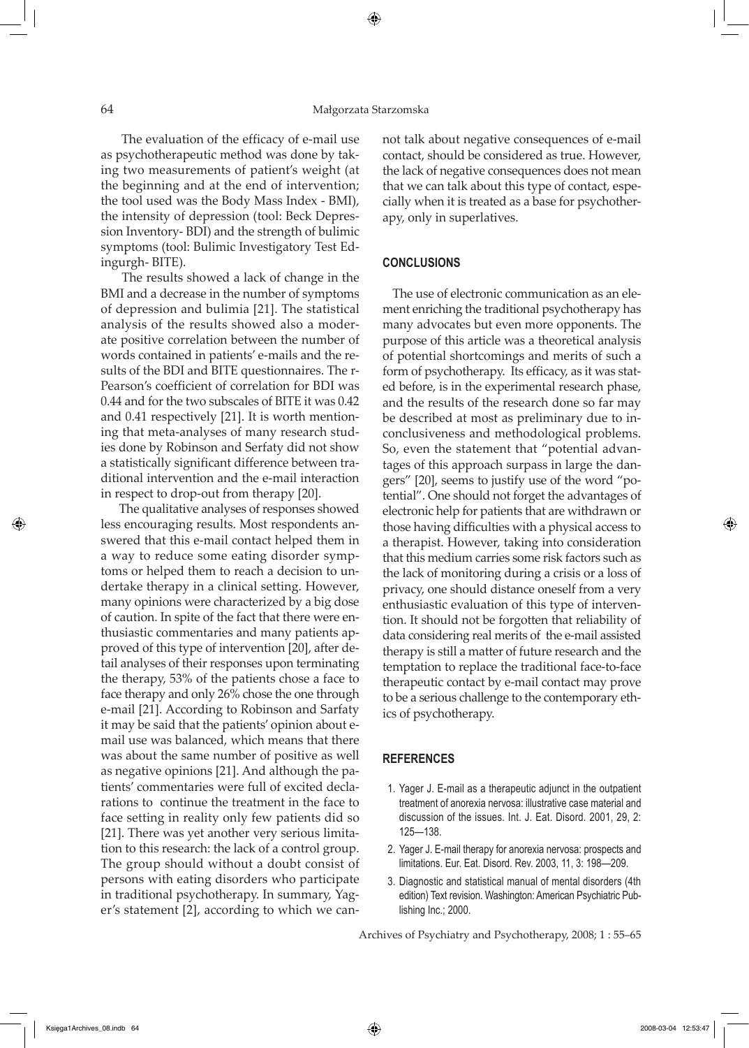The evaluation of the efficacy of e-mail use as psychotherapeutic method was done by taking two measurements of patient's weight (at the beginning and at the end of intervention; the tool used was the Body Mass Index - BMI), the intensity of depression (tool: Beck Depression Inventory- BDI) and the strength of bulimic symptoms (tool: Bulimic Investigatory Test Edingurgh- BITE).

The results showed a lack of change in the BMI and a decrease in the number of symptoms of depression and bulimia [21]. The statistical analysis of the results showed also a moderate positive correlation between the number of words contained in patients' e-mails and the results of the BDI and BITE questionnaires. The r-Pearson's coefficient of correlation for BDI was 0.44 and for the two subscales of BITE it was 0.42 and 0.41 respectively [21]. It is worth mentioning that meta-analyses of many research studies done by Robinson and Serfaty did not show a statistically significant difference between traditional intervention and the e-mail interaction in respect to drop-out from therapy [20].

The qualitative analyses of responses showed less encouraging results. Most respondents answered that this e-mail contact helped them in a way to reduce some eating disorder symptoms or helped them to reach a decision to undertake therapy in a clinical setting. However, many opinions were characterized by a big dose of caution. In spite of the fact that there were enthusiastic commentaries and many patients approved of this type of intervention [20], after detail analyses of their responses upon terminating the therapy, 53% of the patients chose a face to face therapy and only 26% chose the one through e-mail [21]. According to Robinson and Sarfaty it may be said that the patients' opinion about e-mail use was balanced, which means that there was about the same number of positive as well as negative opinions [21]. And although the patients' commentaries were full of excited declarations to continue the treatment in the face to face setting in reality only few patients did so [21]. There was yet another very serious limitation to this research: the lack of a control group. The group should without a doubt consist of persons with eating disorders who participate in traditional psychotherapy. In summary, Yager's statement [2], according to which we cannot talk about negative consequences of e-mail contact, should be considered as true. However, the lack of negative consequences does not mean that we can talk about this type of contact, especially when it is treated as a base for psychotherapy, only in superlatives.

## CONCLUSIONS

The use of electronic communication as an element enriching the traditional psychotherapy has many advocates but even more opponents. The purpose of this article was a theoretical analysis of potential shortcomings and merits of such a form of psychotherapy. Its efficacy, as it was stated before, is in the experimental research phase, and the results of the research done so far may be described at most as preliminary due to inconclusiveness and methodological problems. So, even the statement that "potential advantages of this approach surpass in large the dangers" [20], seems to justify use of the word "potential". One should not forget the advantages of electronic help for patients that are withdrawn or those having difficulties with a physical access to a therapist. However, taking into consideration that this medium carries some risk factors such as the lack of monitoring during a crisis or a loss of privacy, one should distance oneself from a very enthusiastic evaluation of this type of intervention. It should not be forgotten that reliability of data considering real merits of the e-mail assisted therapy is still a matter of future research and the temptation to replace the traditional face-to-face therapeutic contact by e-mail contact may prove to be a serious challenge to the contemporary ethics of psychotherapy.

## REFERENCES

1. Yager J. E-mail as a therapeutic adjunct in the outpatient treatment of anorexia nervosa: illustrative case material and discussion of the issues. Int. J. Eat. Disord. 2001, 29, 2: 125—138.
2. Yager J. E-mail therapy for anorexia nervosa: prospects and limitations. Eur. Eat. Disord. Rev. 2003, 11, 3: 198—209.
3. Diagnostic and statistical manual of mental disorders (4th edition) Text revision. Washington: American Psychiatric Publishing Inc.; 2000.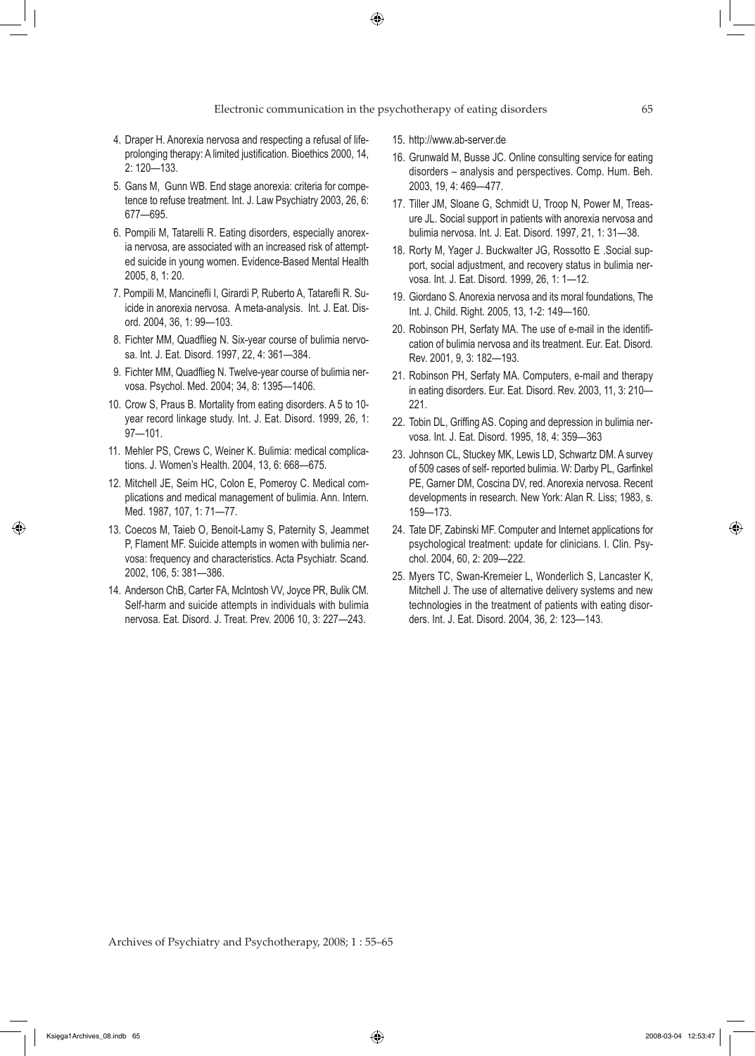4. Draper H. Anorexia nervosa and respecting a refusal of life-prolonging therapy: A limited justification. Bioethics 2000, 14, 2: 120—133.
5. Gans M, Gunn WB. End stage anorexia: criteria for competence to refuse treatment. Int. J. Law Psychiatry 2003, 26, 6: 677—695.
6. Pompili M, Tatarelli R. Eating disorders, especially anorexia nervosa, are associated with an increased risk of attempted suicide in young women. Evidence-Based Mental Health 2005, 8, 1: 20.
7. Pompili M, Mancinefli I, Girardi P, Ruberto A, Tatarefli R. Suicide in anorexia nervosa. A meta-analysis. Int. J. Eat. Disord. 2004, 36, 1: 99—103.
8. Fichter MM, Quadflieg N. Six-year course of bulimia nervosa. Int. J. Eat. Disord. 1997, 22, 4: 361—384.
9. Fichter MM, Quadflieg N. Twelve-year course of bulimia nervosa. Psychol. Med. 2004; 34, 8: 1395—1406.
10. Crow S, Praus B. Mortality from eating disorders. A 5 to 10-year record linkage study. Int. J. Eat. Disord. 1999, 26, 1: 97—101.
11. Mehler PS, Crews C, Weiner K. Bulimia: medical complications. J. Women's Health. 2004, 13, 6: 668—675.
12. Mitchell JE, Seim HC, Colon E, Pomeroy C. Medical complications and medical management of bulimia. Ann. Intern. Med. 1987, 107, 1: 71—77.
13. Coecos M, Taieb O, Benoit-Lamy S, Paternity S, Jeammet P, Flament MF. Suicide attempts in women with bulimia nervosa: frequency and characteristics. Acta Psychiatr. Scand. 2002, 106, 5: 381—386.
14. Anderson ChB, Carter FA, McIntosh VV, Joyce PR, Bulik CM. Self-harm and suicide attempts in individuals with bulimia nervosa. Eat. Disord. J. Treat. Prev. 2006 10, 3: 227—243.
15. http://www.ab-server.de
16. Grunwald M, Busse JC. Online consulting service for eating disorders – analysis and perspectives. Comp. Hum. Beh. 2003, 19, 4: 469—477.
17. Tiller JM, Sloane G, Schmidt U, Troop N, Power M, Treasure JL. Social support in patients with anorexia nervosa and bulimia nervosa. Int. J. Eat. Disord. 1997, 21, 1: 31—38.
18. Rorty M, Yager J. Buckwalter JG, Rossotto E .Social support, social adjustment, and recovery status in bulimia nervosa. Int. J. Eat. Disord. 1999, 26, 1: 1—12.
19. Giordano S. Anorexia nervosa and its moral foundations, The Int. J. Child. Right. 2005, 13, 1-2: 149—160.
20. Robinson PH, Serfaty MA. The use of e-mail in the identification of bulimia nervosa and its treatment. Eur. Eat. Disord. Rev. 2001, 9, 3: 182—193.
21. Robinson PH, Serfaty MA. Computers, e-mail and therapy in eating disorders. Eur. Eat. Disord. Rev. 2003, 11, 3: 210—221.
22. Tobin DL, Griffing AS. Coping and depression in bulimia nervosa. Int. J. Eat. Disord. 1995, 18, 4: 359—363
23. Johnson CL, Stuckey MK, Lewis LD, Schwartz DM. A survey of 509 cases of self- reported bulimia. W: Darby PL, Garfinkel PE, Garner DM, Coscina DV, red. Anorexia nervosa. Recent developments in research. New York: Alan R. Liss; 1983, s. 159—173.
24. Tate DF, Zabinski MF. Computer and Internet applications for psychological treatment: update for clinicians. I. Clin. Psychol. 2004, 60, 2: 209—222.
25. Myers TC, Swan-Kremeier L, Wonderlich S, Lancaster K, Mitchell J. The use of alternative delivery systems and new technologies in the treatment of patients with eating disorders. Int. J. Eat. Disord. 2004, 36, 2: 123—143.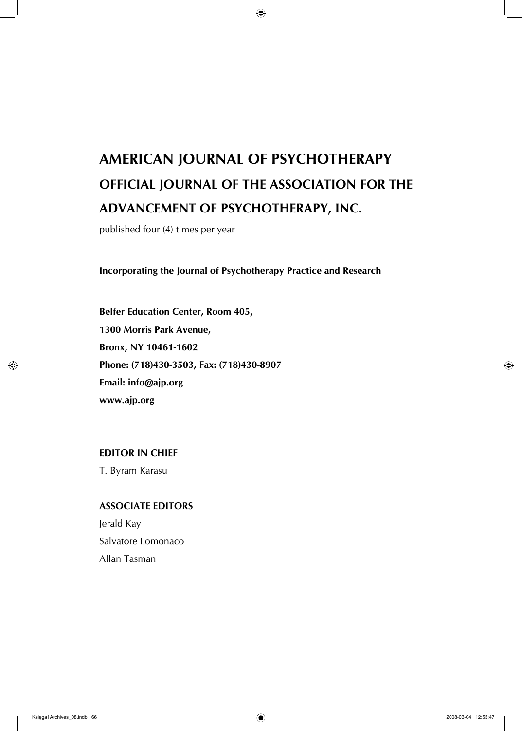# AMERICAN JOURNAL OF PSYCHOTHERAPY

## OFFICIAL JOURNAL OF THE ASSOCIATION FOR THE ADVANCEMENT OF PSYCHOTHERAPY, INC.

published four (4) times per year

**Incorporating the Journal of Psychotherapy Practice and Research**

**Belfer Education Center, Room 405,**
**1300 Morris Park Avenue,**
**Bronx, NY 10461-1602**
**Phone: (718)430-3503, Fax: (718)430-8907**
**Email: info@ajp.org**
**www.ajp.org**

**EDITOR IN CHIEF**

T. Byram Karasu

**ASSOCIATE EDITORS**

Jerald Kay
Salvatore Lomonaco
Allan Tasman